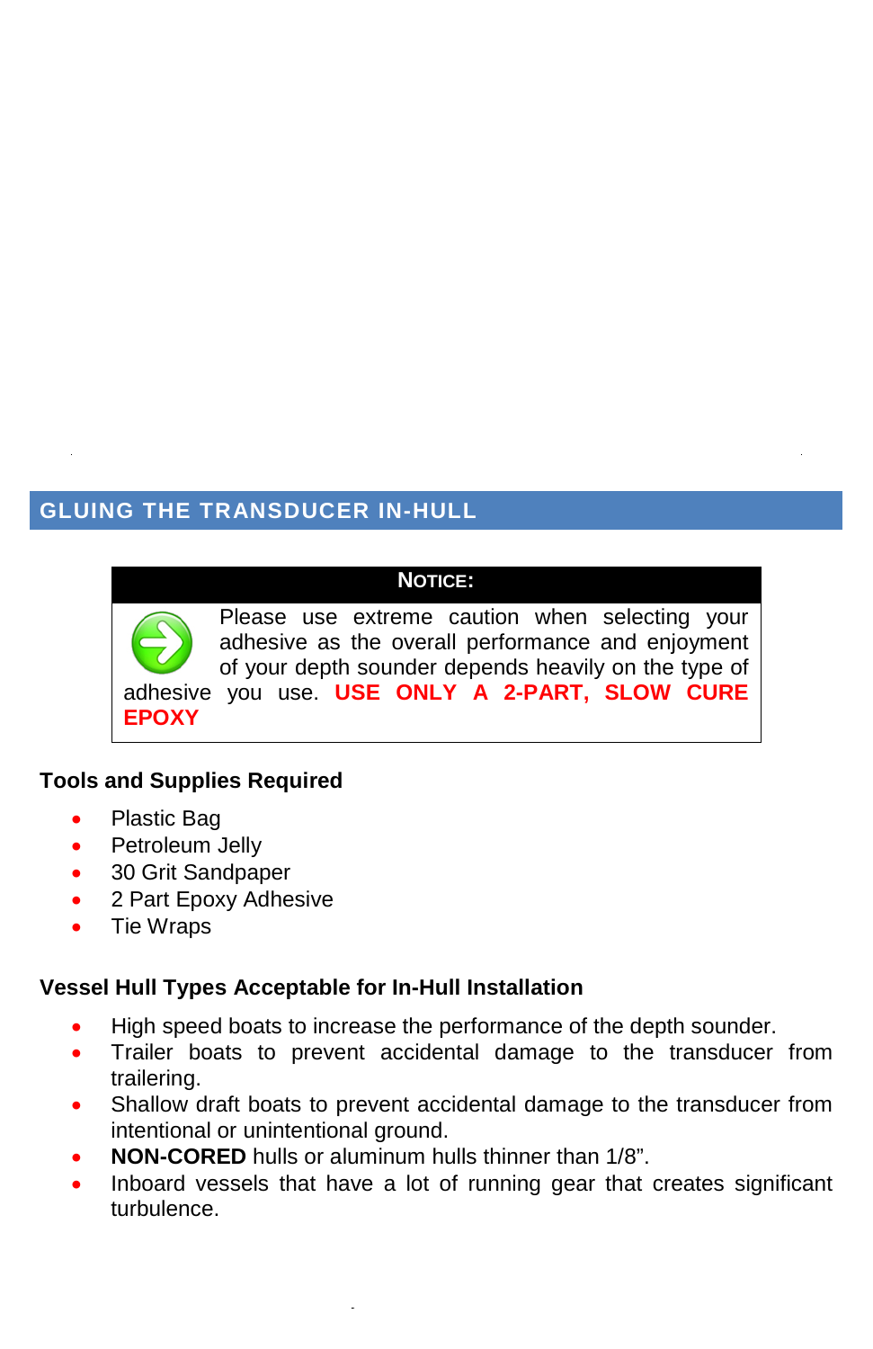## GLUING THE TRANSDUCER IN-HULL

**NOTICE:**

Please use extreme caution when selecting your adhesive as the overall performance and enjoyment of your depth sounder depends heavily on the type of adhesive you use. **USE ONLY A 2-PART, SLOW CURE EPOXY**

**Tools and Supplies Required**

- Plastic Bag
- Petroleum Jelly
- 30 Grit Sandpaper
- 2 Part Epoxy Adhesive
- Tie Wraps

**Vessel Hull Types Acceptable for In-Hull Installation**

- High speed boats to increase the performance of the depth sounder.
- Trailer boats to prevent accidental damage to the transducer from trailering.
- Shallow draft boats to prevent accidental damage to the transducer from intentional or unintentional ground.
- **NON-CORED** hulls or aluminum hulls thinner than 1/8”.
- Inboard vessels that have a lot of running gear that creates significant turbulence.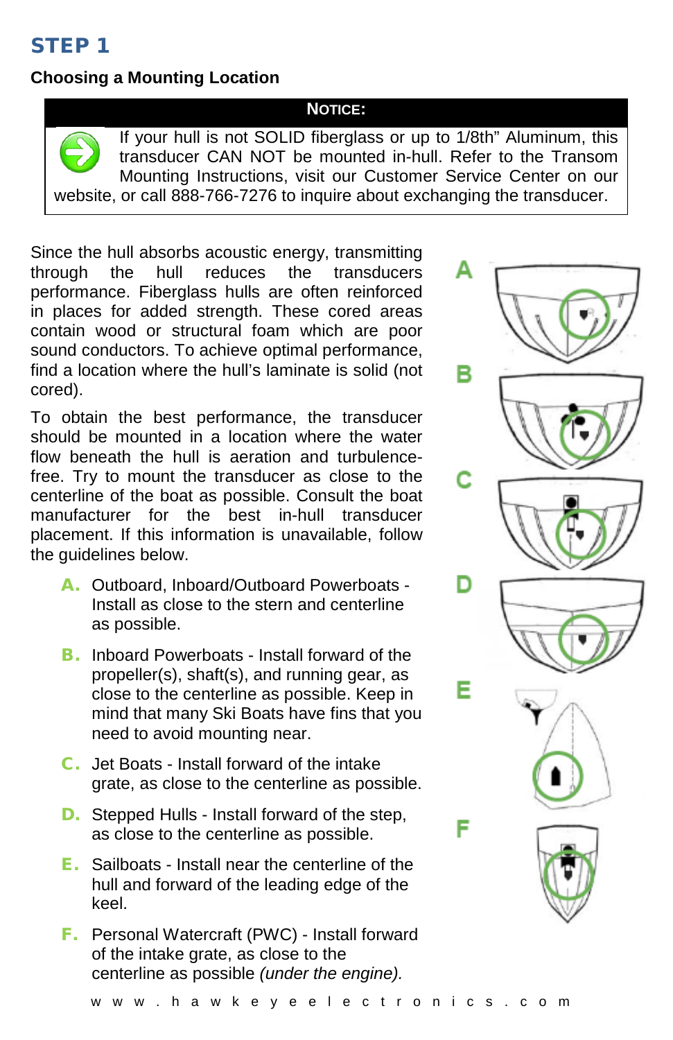# STEP 1

### Choosing a Mounting Location

**NOTICE:**

If your hull is not SOLID fiberglass or up to 1/8th" Aluminum, this transducer CAN NOT be mounted in-hull. Refer to the Transom Mounting Instructions, visit our Customer Service Center on our website, or call 888-766-7276 to inquire about exchanging the transducer.

Since the hull absorbs acoustic energy, transmitting through the hull reduces the transducers performance. Fiberglass hulls are often reinforced in places for added strength. These cored areas contain wood or structural foam which are poor sound conductors. To achieve optimal performance, find a location where the hull's laminate is solid (not cored).

To obtain the best performance, the transducer should be mounted in a location where the water flow beneath the hull is aeration and turbulence-free. Try to mount the transducer as close to the centerline of the boat as possible. Consult the boat manufacturer for the best in-hull transducer placement. If this information is unavailable, follow the guidelines below.

- **A.** Outboard, Inboard/Outboard Powerboats - Install as close to the stern and centerline as possible.
- **B.** Inboard Powerboats - Install forward of the propeller(s), shaft(s), and running gear, as close to the centerline as possible. Keep in mind that many Ski Boats have fins that you need to avoid mounting near.
- **C.** Jet Boats - Install forward of the intake grate, as close to the centerline as possible.
- **D.** Stepped Hulls - Install forward of the step, as close to the centerline as possible.
- **E.** Sailboats - Install near the centerline of the hull and forward of the leading edge of the keel.
- **F.** Personal Watercraft (PWC) - Install forward of the intake grate, as close to the centerline as possible *(under the engine).*

www.hawkeyeelectronics.com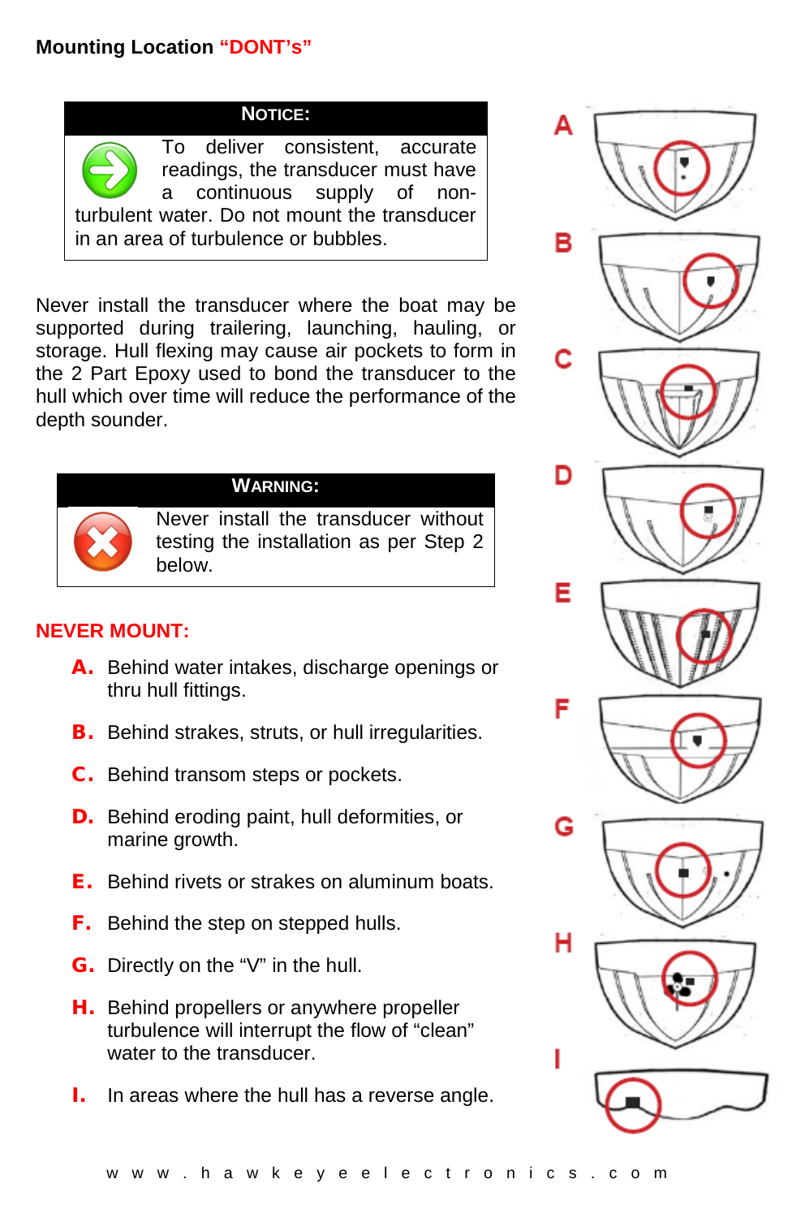## Mounting Location **"DONT's"**

> **NOTICE:**
>
> To deliver consistent, accurate readings, the transducer must have a continuous supply of non-turbulent water. Do not mount the transducer in an area of turbulence or bubbles.

Never install the transducer where the boat may be supported during trailering, launching, hauling, or storage. Hull flexing may cause air pockets to form in the 2 Part Epoxy used to bond the transducer to the hull which over time will reduce the performance of the depth sounder.

> **WARNING:**
>
> Never install the transducer without testing the installation as per Step 2 below.

**NEVER MOUNT:**

- **A.** Behind water intakes, discharge openings or thru hull fittings.
- **B.** Behind strakes, struts, or hull irregularities.
- **C.** Behind transom steps or pockets.
- **D.** Behind eroding paint, hull deformities, or marine growth.
- **E.** Behind rivets or strakes on aluminum boats.
- **F.** Behind the step on stepped hulls.
- **G.** Directly on the "V" in the hull.
- **H.** Behind propellers or anywhere propeller turbulence will interrupt the flow of "clean" water to the transducer.
- **I.** In areas where the hull has a reverse angle.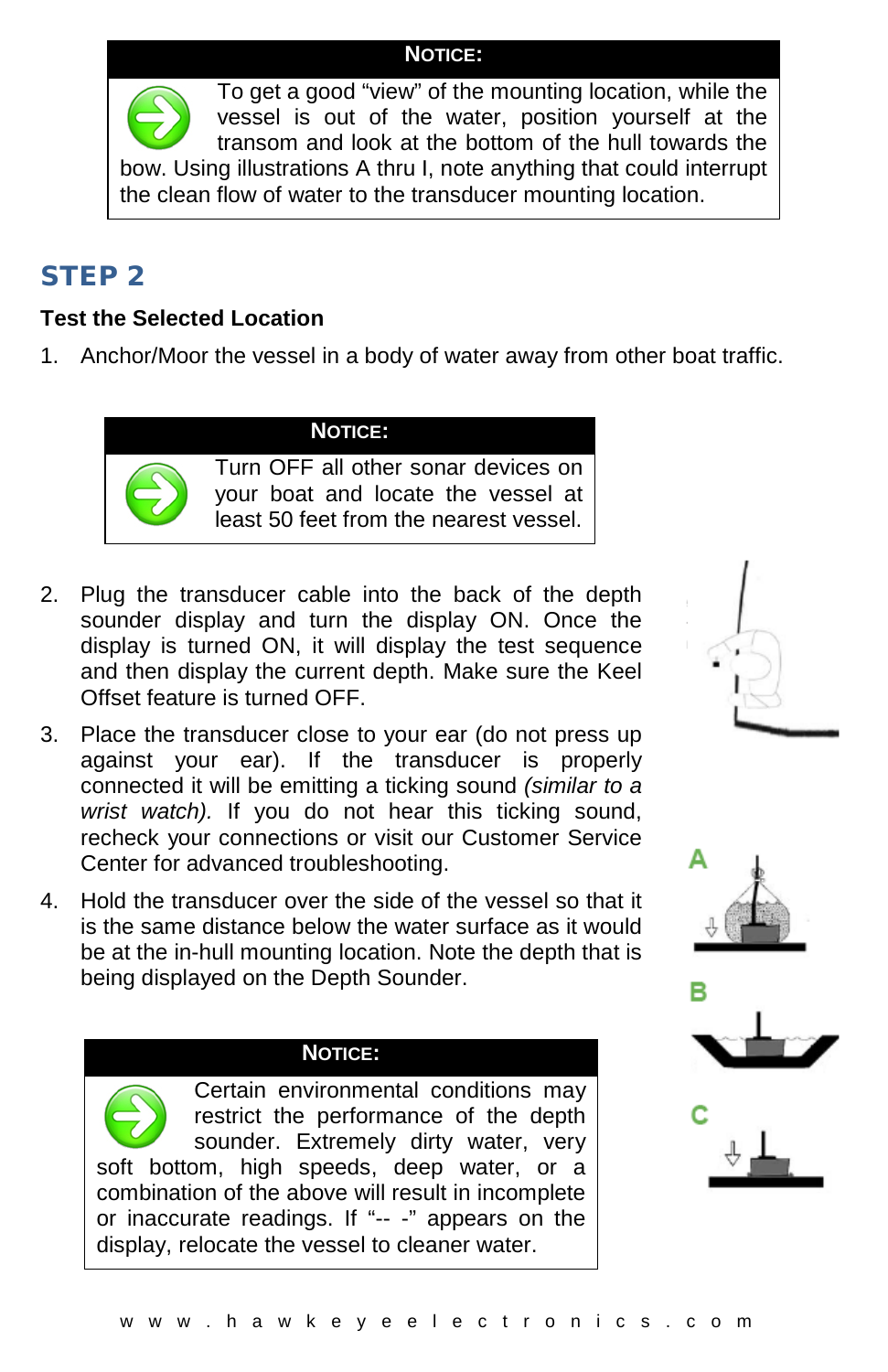**NOTICE:**

To get a good "view" of the mounting location, while the vessel is out of the water, position yourself at the transom and look at the bottom of the hull towards the bow. Using illustrations A thru I, note anything that could interrupt the clean flow of water to the transducer mounting location.

## STEP 2

**Test the Selected Location**

1. Anchor/Moor the vessel in a body of water away from other boat traffic.

**NOTICE:**

Turn OFF all other sonar devices on your boat and locate the vessel at least 50 feet from the nearest vessel.

2. Plug the transducer cable into the back of the depth sounder display and turn the display ON. Once the display is turned ON, it will display the test sequence and then display the current depth. Make sure the Keel Offset feature is turned OFF.
3. Place the transducer close to your ear (do not press up against your ear). If the transducer is properly connected it will be emitting a ticking sound *(similar to a wrist watch).* If you do not hear this ticking sound, recheck your connections or visit our Customer Service Center for advanced troubleshooting.
4. Hold the transducer over the side of the vessel so that it is the same distance below the water surface as it would be at the in-hull mounting location. Note the depth that is being displayed on the Depth Sounder.

A

B

C

**NOTICE:**

Certain environmental conditions may restrict the performance of the depth sounder. Extremely dirty water, very soft bottom, high speeds, deep water, or a combination of the above will result in incomplete or inaccurate readings. If "-- -" appears on the display, relocate the vessel to cleaner water.

www.hawkeyeelectronics.com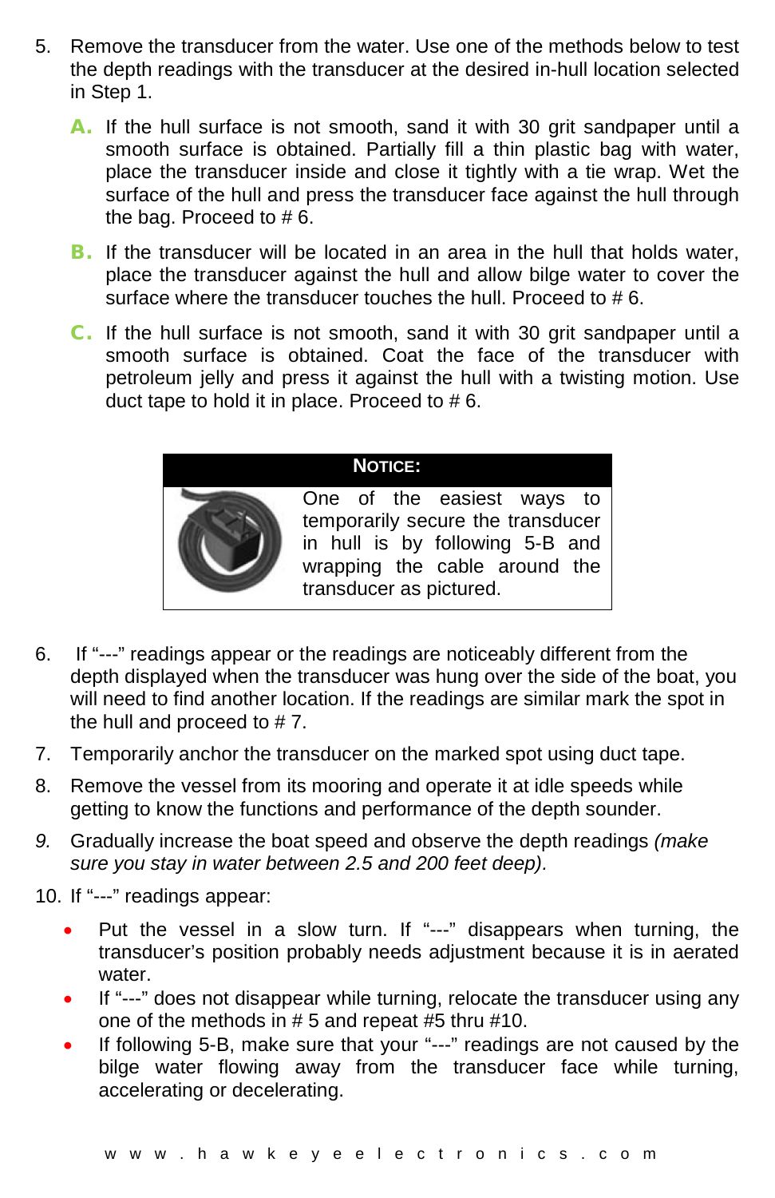5. Remove the transducer from the water. Use one of the methods below to test the depth readings with the transducer at the desired in-hull location selected in Step 1.

   **A.** If the hull surface is not smooth, sand it with 30 grit sandpaper until a smooth surface is obtained. Partially fill a thin plastic bag with water, place the transducer inside and close it tightly with a tie wrap. Wet the surface of the hull and press the transducer face against the hull through the bag. Proceed to # 6.

   **B.** If the transducer will be located in an area in the hull that holds water, place the transducer against the hull and allow bilge water to cover the surface where the transducer touches the hull. Proceed to # 6.

   **C.** If the hull surface is not smooth, sand it with 30 grit sandpaper until a smooth surface is obtained. Coat the face of the transducer with petroleum jelly and press it against the hull with a twisting motion. Use duct tape to hold it in place. Proceed to # 6.

> **NOTICE:**
>
> One of the easiest ways to temporarily secure the transducer in hull is by following 5-B and wrapping the cable around the transducer as pictured.

6. If "---" readings appear or the readings are noticeably different from the depth displayed when the transducer was hung over the side of the boat, you will need to find another location. If the readings are similar mark the spot in the hull and proceed to # 7.
7. Temporarily anchor the transducer on the marked spot using duct tape.
8. Remove the vessel from its mooring and operate it at idle speeds while getting to know the functions and performance of the depth sounder.
9. Gradually increase the boat speed and observe the depth readings *(make sure you stay in water between 2.5 and 200 feet deep).*
10. If "---" readings appear:
    - Put the vessel in a slow turn. If "---" disappears when turning, the transducer's position probably needs adjustment because it is in aerated water.
    - If "---" does not disappear while turning, relocate the transducer using any one of the methods in # 5 and repeat #5 thru #10.
    - If following 5-B, make sure that your "---" readings are not caused by the bilge water flowing away from the transducer face while turning, accelerating or decelerating.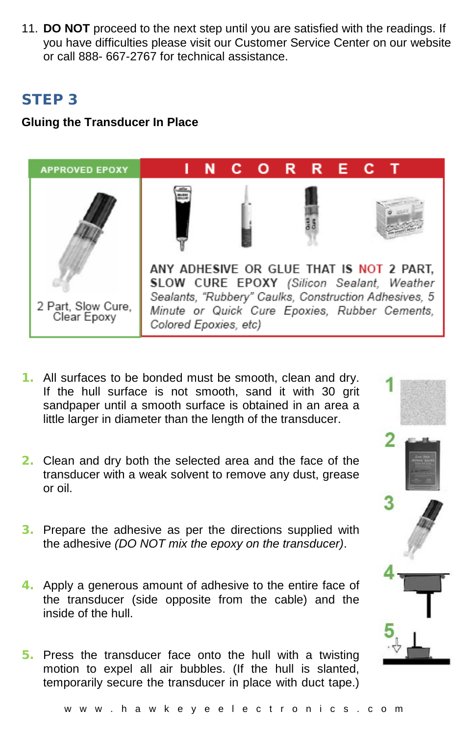11. **DO NOT** proceed to the next step until you are satisfied with the readings. If you have difficulties please visit our Customer Service Center on our website or call 888- 667-2767 for technical assistance.

## STEP 3

**Gluing the Transducer In Place**

| APPROVED EPOXY | INCORRECT |
|---|---|
| 2 Part, Slow Cure, Clear Epoxy | ANY ADHESIVE OR GLUE THAT IS NOT 2 PART, SLOW CURE EPOXY *(Silicon Sealant, Weather Sealants, "Rubbery" Caulks, Construction Adhesives, 5 Minute or Quick Cure Epoxies, Rubber Cements, Colored Epoxies, etc)* |

1. All surfaces to be bonded must be smooth, clean and dry. If the hull surface is not smooth, sand it with 30 grit sandpaper until a smooth surface is obtained in an area a little larger in diameter than the length of the transducer.

2. Clean and dry both the selected area and the face of the transducer with a weak solvent to remove any dust, grease or oil.

3. Prepare the adhesive as per the directions supplied with the adhesive *(DO NOT mix the epoxy on the transducer)*.

4. Apply a generous amount of adhesive to the entire face of the transducer (side opposite from the cable) and the inside of the hull.

5. Press the transducer face onto the hull with a twisting motion to expel all air bubbles. (If the hull is slanted, temporarily secure the transducer in place with duct tape.)

www.hawkeyeelectronics.com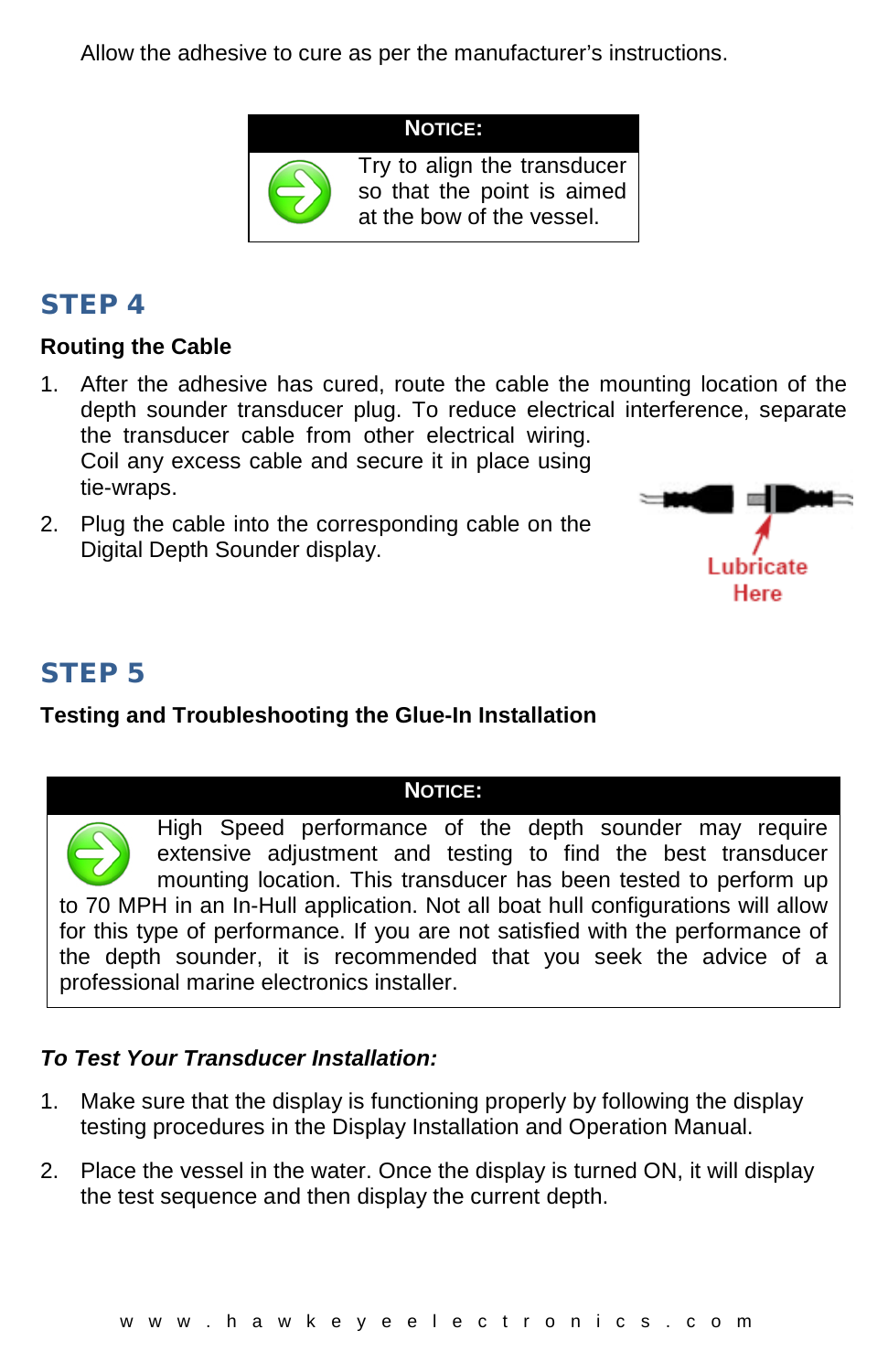Allow the adhesive to cure as per the manufacturer's instructions.

> **NOTICE:**
>
> Try to align the transducer so that the point is aimed at the bow of the vessel.

## STEP 4

**Routing the Cable**

1. After the adhesive has cured, route the cable the mounting location of the depth sounder transducer plug. To reduce electrical interference, separate the transducer cable from other electrical wiring. Coil any excess cable and secure it in place using tie-wraps.
2. Plug the cable into the corresponding cable on the Digital Depth Sounder display.

Lubricate Here

## STEP 5

**Testing and Troubleshooting the Glue-In Installation**

> **NOTICE:**
>
> High Speed performance of the depth sounder may require extensive adjustment and testing to find the best transducer mounting location. This transducer has been tested to perform up to 70 MPH in an In-Hull application. Not all boat hull configurations will allow for this type of performance. If you are not satisfied with the performance of the depth sounder, it is recommended that you seek the advice of a professional marine electronics installer.

***To Test Your Transducer Installation:***

1. Make sure that the display is functioning properly by following the display testing procedures in the Display Installation and Operation Manual.
2. Place the vessel in the water. Once the display is turned ON, it will display the test sequence and then display the current depth.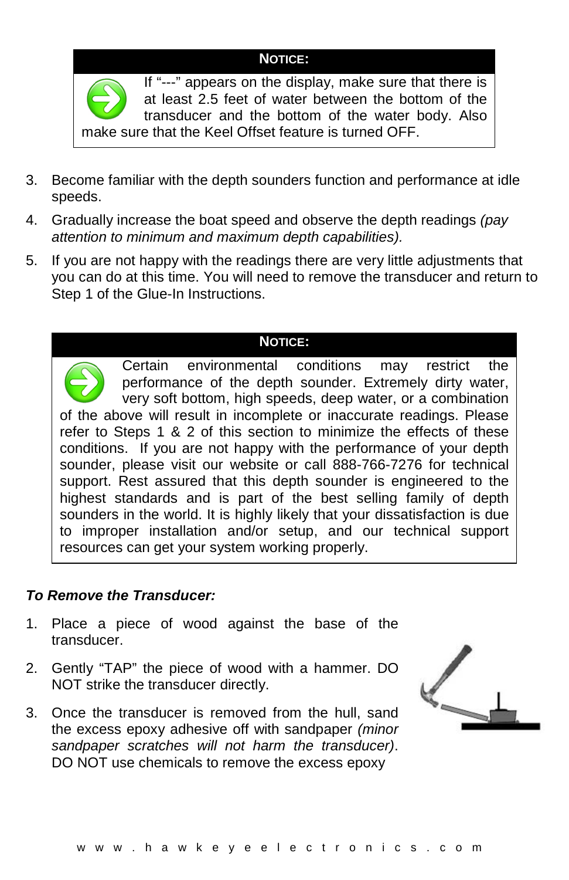**NOTICE:**

If "---" appears on the display, make sure that there is at least 2.5 feet of water between the bottom of the transducer and the bottom of the water body. Also make sure that the Keel Offset feature is turned OFF.

3. Become familiar with the depth sounders function and performance at idle speeds.
4. Gradually increase the boat speed and observe the depth readings *(pay attention to minimum and maximum depth capabilities).*
5. If you are not happy with the readings there are very little adjustments that you can do at this time. You will need to remove the transducer and return to Step 1 of the Glue-In Instructions.

**NOTICE:**

Certain environmental conditions may restrict the performance of the depth sounder. Extremely dirty water, very soft bottom, high speeds, deep water, or a combination of the above will result in incomplete or inaccurate readings. Please refer to Steps 1 & 2 of this section to minimize the effects of these conditions. If you are not happy with the performance of your depth sounder, please visit our website or call 888-766-7276 for technical support. Rest assured that this depth sounder is engineered to the highest standards and is part of the best selling family of depth sounders in the world. It is highly likely that your dissatisfaction is due to improper installation and/or setup, and our technical support resources can get your system working properly.

***To Remove the Transducer:***

1. Place a piece of wood against the base of the transducer.
2. Gently "TAP" the piece of wood with a hammer. DO NOT strike the transducer directly.
3. Once the transducer is removed from the hull, sand the excess epoxy adhesive off with sandpaper *(minor sandpaper scratches will not harm the transducer)*. DO NOT use chemicals to remove the excess epoxy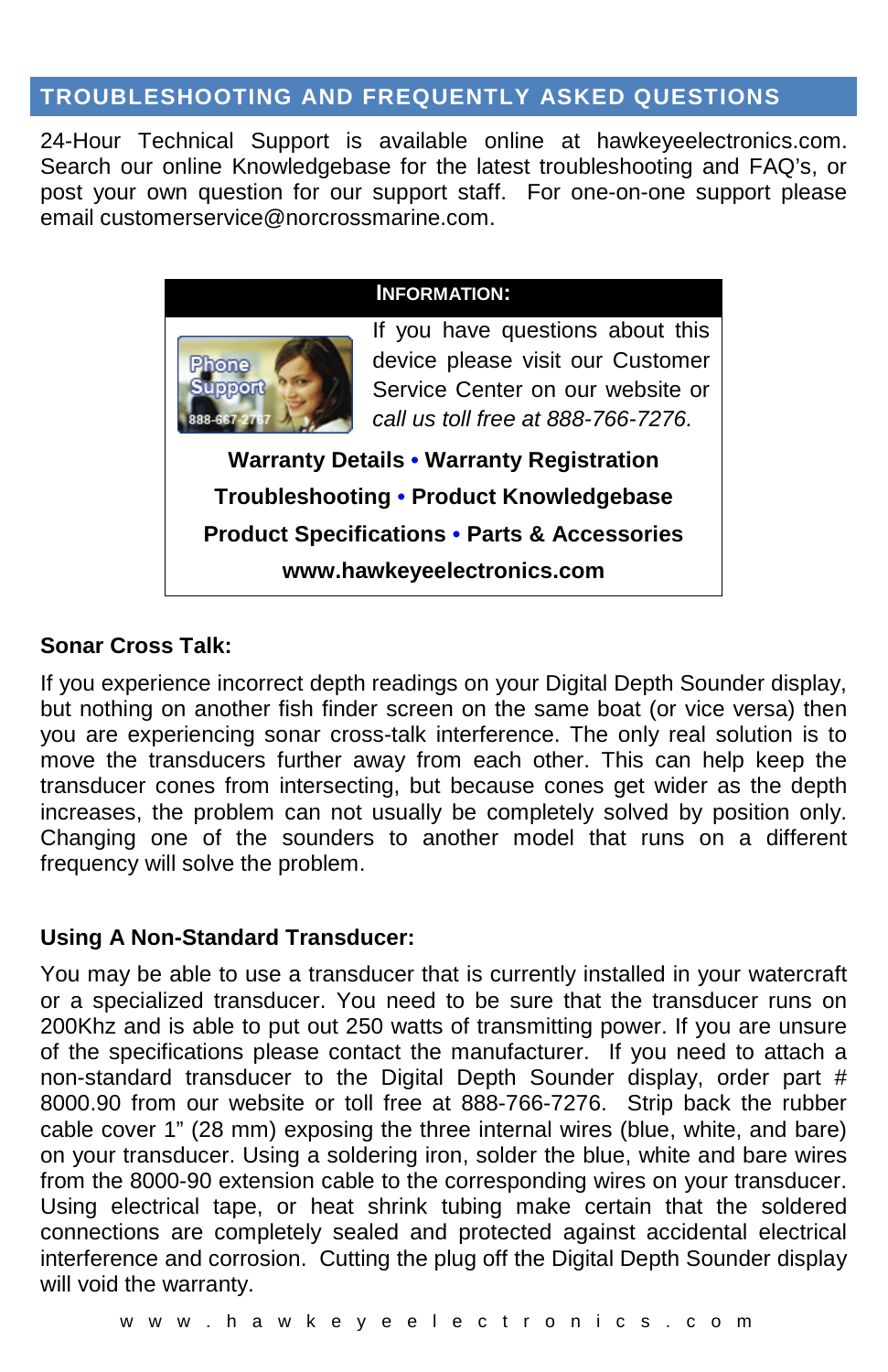## TROUBLESHOOTING AND FREQUENTLY ASKED QUESTIONS

24-Hour Technical Support is available online at hawkeyeelectronics.com. Search our online Knowledgebase for the latest troubleshooting and FAQ's, or post your own question for our support staff. For one-on-one support please email customerservice@norcrossmarine.com.

**INFORMATION:**

If you have questions about this device please visit our Customer Service Center on our website or *call us toll free at 888-766-7276.*

**Warranty Details • Warranty Registration**

**Troubleshooting • Product Knowledgebase**

**Product Specifications • Parts & Accessories**

**www.hawkeyeelectronics.com**

### Sonar Cross Talk:

If you experience incorrect depth readings on your Digital Depth Sounder display, but nothing on another fish finder screen on the same boat (or vice versa) then you are experiencing sonar cross-talk interference. The only real solution is to move the transducers further away from each other. This can help keep the transducer cones from intersecting, but because cones get wider as the depth increases, the problem can not usually be completely solved by position only. Changing one of the sounders to another model that runs on a different frequency will solve the problem.

### Using A Non-Standard Transducer:

You may be able to use a transducer that is currently installed in your watercraft or a specialized transducer. You need to be sure that the transducer runs on 200Khz and is able to put out 250 watts of transmitting power. If you are unsure of the specifications please contact the manufacturer. If you need to attach a non-standard transducer to the Digital Depth Sounder display, order part # 8000.90 from our website or toll free at 888-766-7276. Strip back the rubber cable cover 1" (28 mm) exposing the three internal wires (blue, white, and bare) on your transducer. Using a soldering iron, solder the blue, white and bare wires from the 8000-90 extension cable to the corresponding wires on your transducer. Using electrical tape, or heat shrink tubing make certain that the soldered connections are completely sealed and protected against accidental electrical interference and corrosion. Cutting the plug off the Digital Depth Sounder display will void the warranty.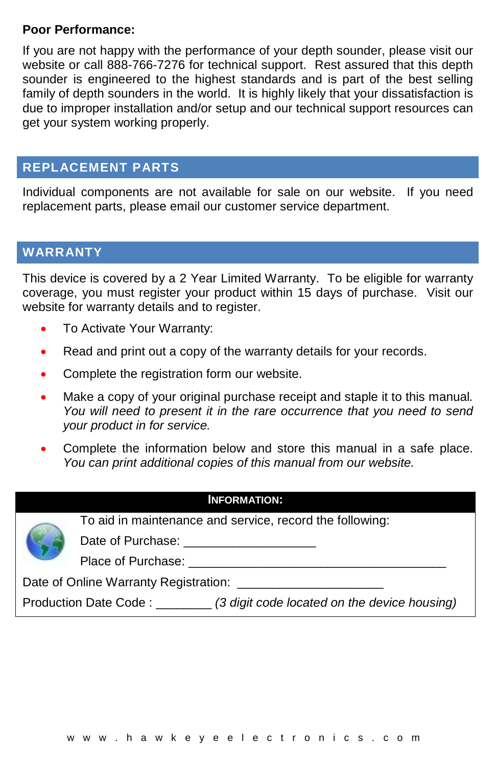**Poor Performance:**

If you are not happy with the performance of your depth sounder, please visit our website or call 888-766-7276 for technical support. Rest assured that this depth sounder is engineered to the highest standards and is part of the best selling family of depth sounders in the world. It is highly likely that your dissatisfaction is due to improper installation and/or setup and our technical support resources can get your system working properly.

## REPLACEMENT PARTS

Individual components are not available for sale on our website. If you need replacement parts, please email our customer service department.

## WARRANTY

This device is covered by a 2 Year Limited Warranty. To be eligible for warranty coverage, you must register your product within 15 days of purchase. Visit our website for warranty details and to register.

- To Activate Your Warranty:
- Read and print out a copy of the warranty details for your records.
- Complete the registration form our website.
- Make a copy of your original purchase receipt and staple it to this manual. *You will need to present it in the rare occurrence that you need to send your product in for service.*
- Complete the information below and store this manual in a safe place. *You can print additional copies of this manual from our website.*

**INFORMATION:**

To aid in maintenance and service, record the following:

Date of Purchase: ___________________

Place of Purchase: _____________________________________

Date of Online Warranty Registration: _____________________

Production Date Code : ________ *(3 digit code located on the device housing)*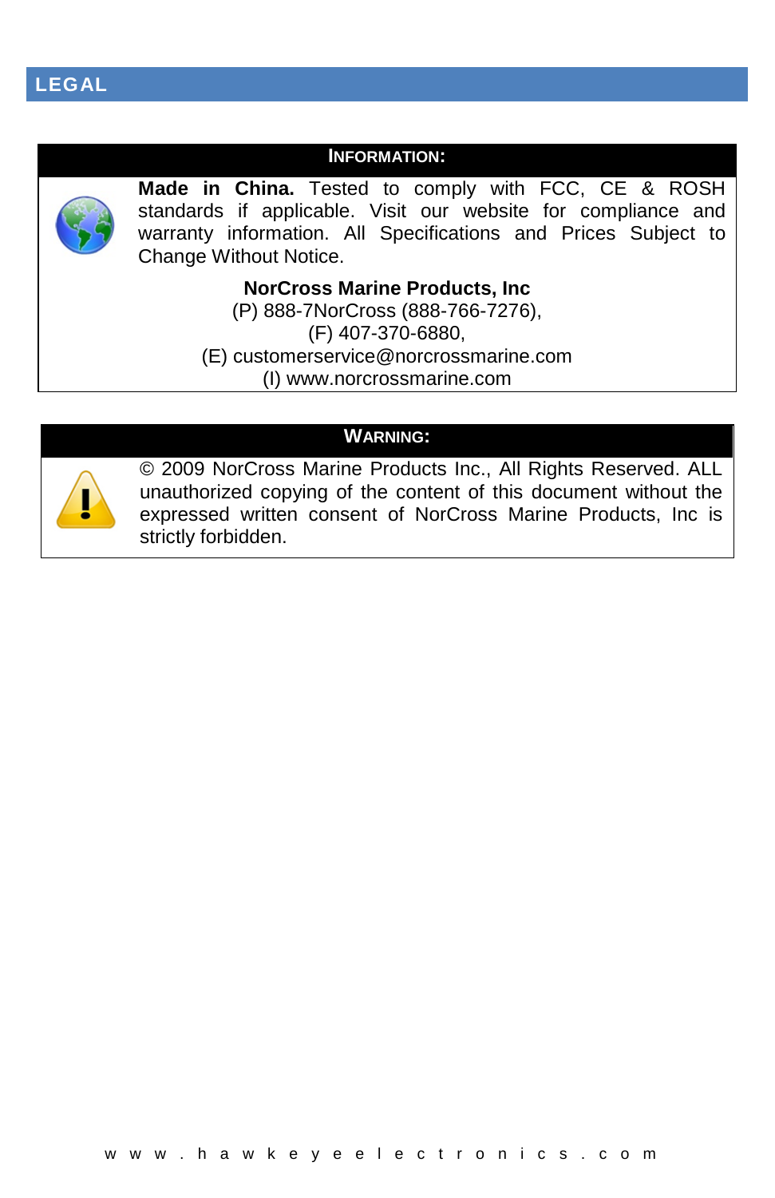# LEGAL

**INFORMATION:**

**Made in China.** Tested to comply with FCC, CE & ROSH standards if applicable. Visit our website for compliance and warranty information. All Specifications and Prices Subject to Change Without Notice.

**NorCross Marine Products, Inc**
(P) 888-7NorCross (888-766-7276),
(F) 407-370-6880,
(E) customerservice@norcrossmarine.com
(I) www.norcrossmarine.com

**WARNING:**

© 2009 NorCross Marine Products Inc., All Rights Reserved. ALL unauthorized copying of the content of this document without the expressed written consent of NorCross Marine Products, Inc is strictly forbidden.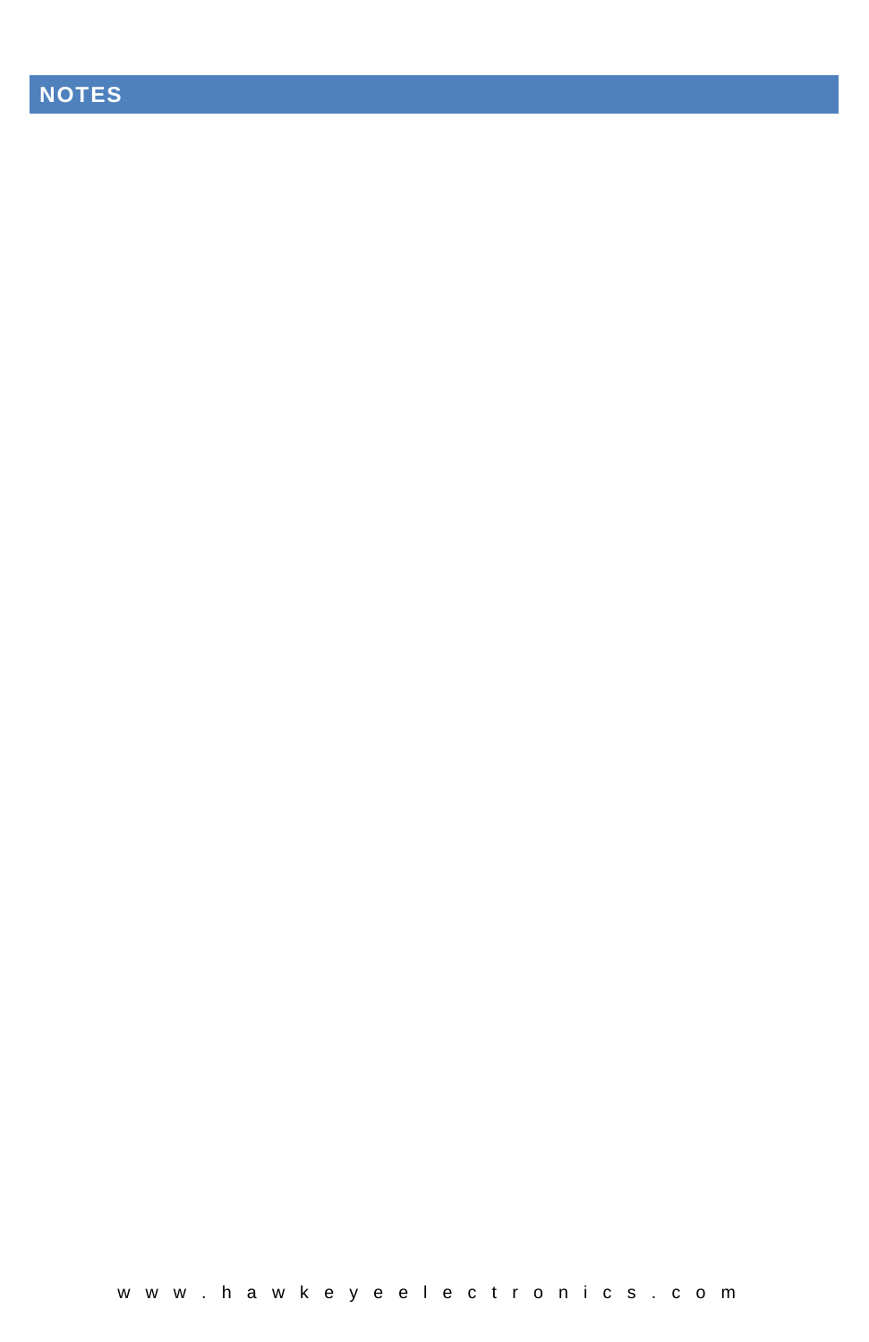## NOTES